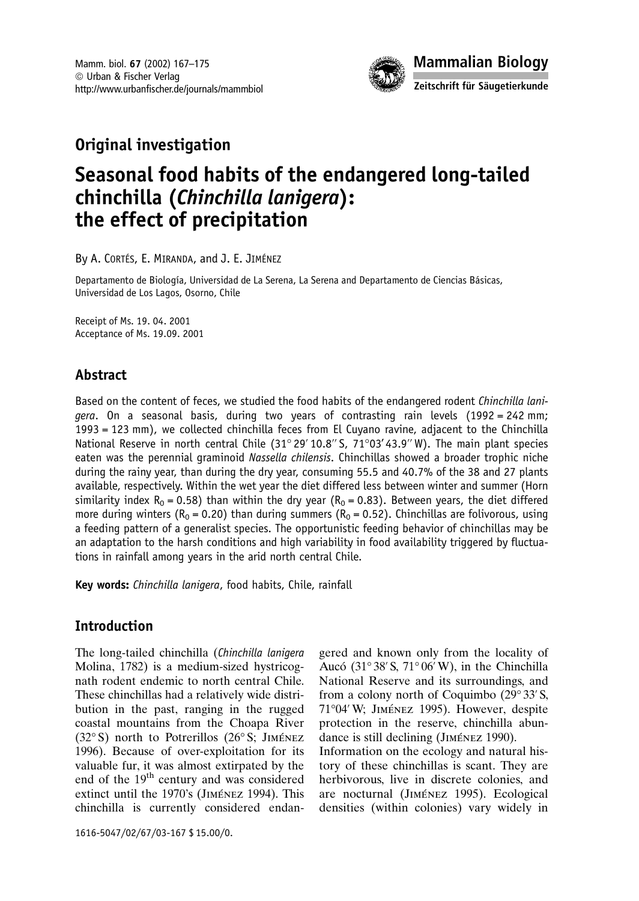## Original investigation

# Seasonal food habits of the endangered long-tailed chinchilla (*Chinchilla lanigera*): the effect of precipitation

By A. Cortés, E. Miranda, and J. E. Jiménez

Departamento de Biología, Universidad de La Serena, La Serena and Departamento de Ciencias Básicas, Universidad de Los Lagos, Osorno, Chile

Receipt of Ms. 19. 04. 2001
Acceptance of Ms. 19.09. 2001

## Abstract

Based on the content of feces, we studied the food habits of the endangered rodent *Chinchilla lanigera*. On a seasonal basis, during two years of contrasting rain levels (1992 = 242 mm; 1993 = 123 mm), we collected chinchilla feces from El Cuyano ravine, adjacent to the Chinchilla National Reserve in north central Chile (31° 29′ 10.8″ S, 71°03′ 43.9″ W). The main plant species eaten was the perennial graminoid *Nassella chilensis*. Chinchillas showed a broader trophic niche during the rainy year, than during the dry year, consuming 55.5 and 40.7% of the 38 and 27 plants available, respectively. Within the wet year the diet differed less between winter and summer (Horn similarity index $R_0 = 0.58$) than within the dry year ($R_0 = 0.83$). Between years, the diet differed more during winters ($R_0 = 0.20$) than during summers ($R_0 = 0.52$). Chinchillas are folivorous, using a feeding pattern of a generalist species. The opportunistic feeding behavior of chinchillas may be an adaptation to the harsh conditions and high variability in food availability triggered by fluctuations in rainfall among years in the arid north central Chile.

**Key words:** *Chinchilla lanigera*, food habits, Chile, rainfall

## Introduction

The long-tailed chinchilla (*Chinchilla lanigera* Molina, 1782) is a medium-sized hystricognath rodent endemic to north central Chile. These chinchillas had a relatively wide distribution in the past, ranging in the rugged coastal mountains from the Choapa River (32° S) north to Potrerillos (26° S; Jiménez 1996). Because of over-exploitation for its valuable fur, it was almost extirpated by the end of the 19th century and was considered extinct until the 1970's (Jiménez 1994). This chinchilla is currently considered endangered and known only from the locality of Aucó (31° 38′ S, 71° 06′ W), in the Chinchilla National Reserve and its surroundings, and from a colony north of Coquimbo (29° 33′ S, 71°04′ W; Jiménez 1995). However, despite protection in the reserve, chinchilla abundance is still declining (Jiménez 1990).

Information on the ecology and natural history of these chinchillas is scant. They are herbivorous, live in discrete colonies, and are nocturnal (Jiménez 1995). Ecological densities (within colonies) vary widely in

1616-5047/02/67/03-167 $ 15.00/0.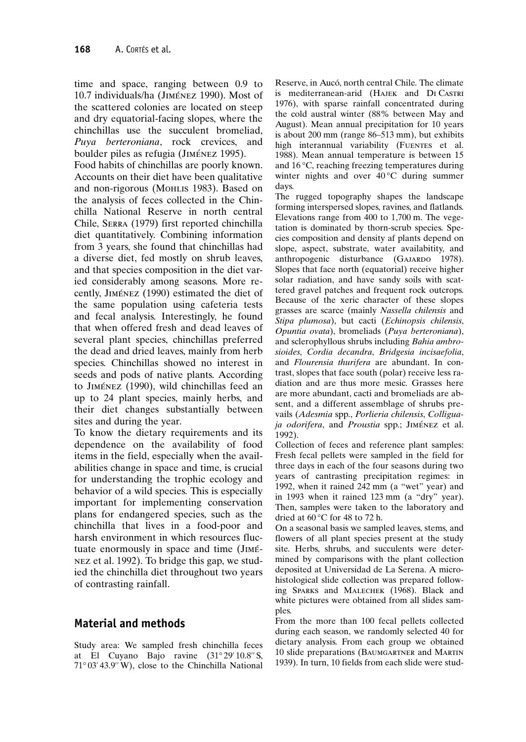time and space, ranging between 0.9 to 10.7 individuals/ha (JIMÉNEZ 1990). Most of the scattered colonies are located on steep and dry equatorial-facing slopes, where the chinchillas use the succulent bromeliad, *Puya berteroniana*, rock crevices, and boulder piles as refugia (JIMÉNEZ 1995).

Food habits of chinchillas are poorly known. Accounts on their diet have been qualitative and non-rigorous (MOHLIS 1983). Based on the analysis of feces collected in the Chinchilla National Reserve in north central Chile, SERRA (1979) first reported chinchilla diet quantitatively. Combining information from 3 years, she found that chinchillas had a diverse diet, fed mostly on shrub leaves, and that species composition in the diet varied considerably among seasons. More recently, JIMÉNEZ (1990) estimated the diet of the same population using cafeteria tests and fecal analysis. Interestingly, he found that when offered fresh and dead leaves of several plant species, chinchillas preferred the dead and dried leaves, mainly from herb species. Chinchillas showed no interest in seeds and pods of native plants. According to JIMÉNEZ (1990), wild chinchillas feed an up to 24 plant species, mainly herbs, and their diet changes substantially between sites and during the year.

To know the dietary requirements and its dependence on the availability of food items in the field, especially when the availabilities change in space and time, is crucial for understanding the trophic ecology and behavior of a wild species. This is especially important for implementing conservation plans for endangered species, such as the chinchilla that lives in a food-poor and harsh environment in which resources fluctuate enormously in space and time (JIMÉNEZ et al. 1992). To bridge this gap, we studied the chinchilla diet throughout two years of contrasting rainfall.

## Material and methods

Study area: We sampled fresh chinchilla feces at El Cuyano Bajo ravine (31° 29′ 10.8″ S, 71° 03′ 43.9″ W), close to the Chinchilla National Reserve, in Aucó, north central Chile. The climate is mediterranean-arid (HAJEK and DI CASTRI 1976), with sparse rainfall concentrated during the cold austral winter (88% between May and August). Mean annual precipitation for 10 years is about 200 mm (range 86–513 mm), but exhibits high interannual variability (FUENTES et al. 1988). Mean annual temperature is between 15 and 16 °C, reaching freezing temperatures during winter nights and over 40 °C during summer days.

The rugged topography shapes the landscape forming interspersed slopes, ravines, and flatlands. Elevations range from 400 to 1,700 m. The vegetation is dominated by thorn-scrub species. Species composition and density af plants depend on slope, aspect, substrate, water availabitity, and anthropogenic disturbance (GAJARDO 1978). Slopes that face north (equatorial) receive higher solar radiation, and have sandy soils with scattered gravel patches and frequent rock outcrops. Because of the xeric character of these slopes grasses are scarce (mainly *Nassella chilensis* and *Stipa plumosa*), but cacti (*Echinopsis chilensis*, *Opuntia ovata*), bromeliads (*Puya berteroniana*), and sclerophyllous shrubs including *Bahia ambrosioides*, *Cordia decandra*, *Bridgesia incisaefolia*, and *Flourensia thurifera* are abundant. In contrast, slopes that face south (polar) receive less radiation and are thus more mesic. Grasses here are more abundant, cacti and bromeliads are absent, and a different assemblage of shrubs prevails (*Adesmia* spp., *Porlieria chilensis*, *Colliguaja odorifera*, and *Proustia* spp.; JIMÉNEZ et al. 1992).

Collection of feces and reference plant samples: Fresh fecal pellets were sampled in the field for three days in each of the four seasons during two years of cantrasting precipitation regimes: in 1992, when it rained 242 mm (a "wet" year) and in 1993 when it rained 123 mm (a "dry" year). Then, samples were taken to the laboratory and dried at 60 °C for 48 to 72 h.

On a seasonal basis we sampled leaves, stems, and flowers of all plant species present at the study site. Herbs, shrubs, and succulents were determined by comparisons with the plant collection deposited at Universidad de La Serena. A microhistological slide collection was prepared following SPARKS and MALECHEK (1968). Black and white pictures were obtained from all slides samples.

From the more than 100 fecal pellets collected during each season, we randomly selected 40 for dietary analysis. From each group we obtained 10 slide preparations (BAUMGARTNER and MARTIN 1939). In turn, 10 fields from each slide were stud-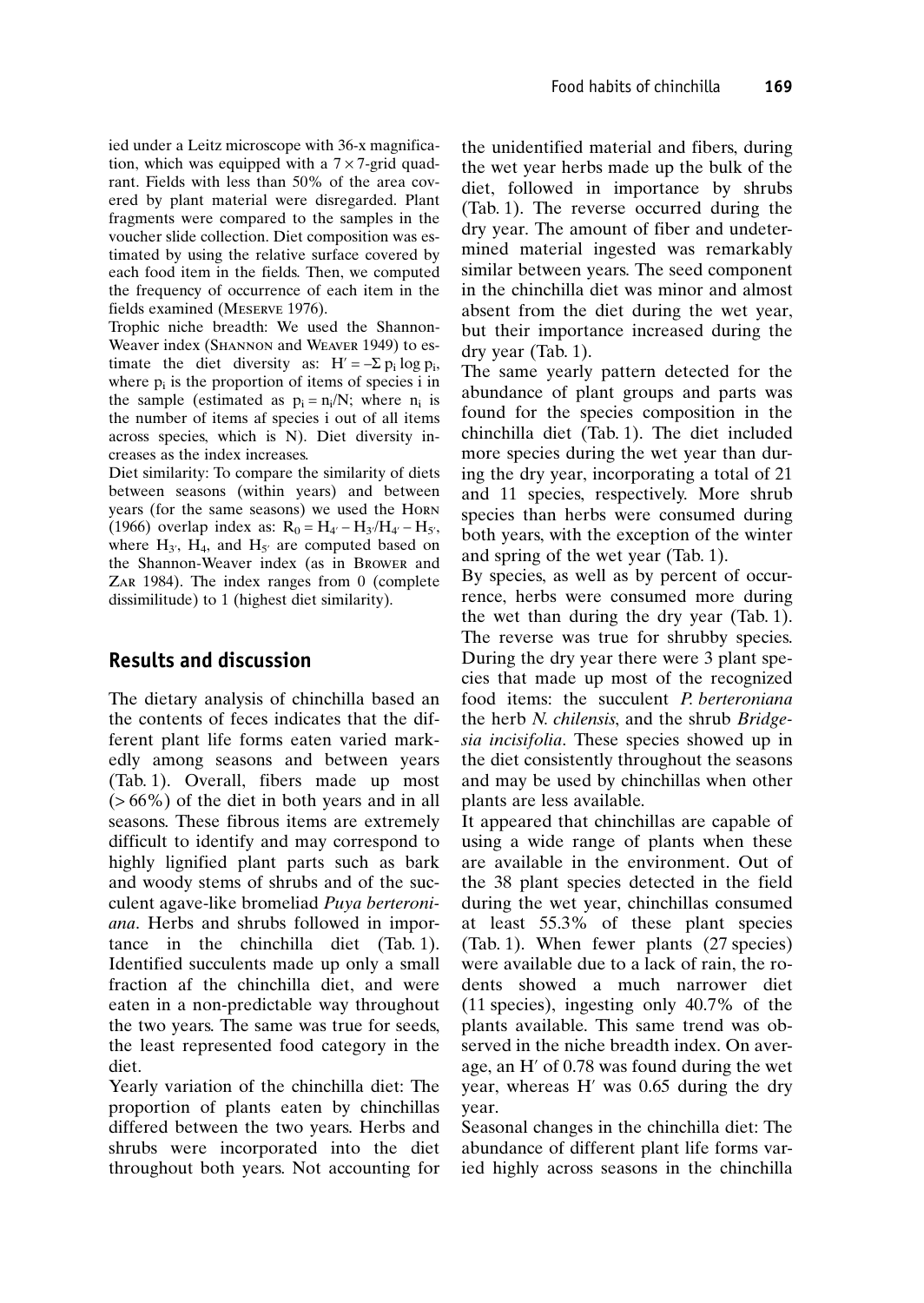ied under a Leitz microscope with 36-x magnification, which was equipped with a $7 \times 7$-grid quadrant. Fields with less than 50% of the area covered by plant material were disregarded. Plant fragments were compared to the samples in the voucher slide collection. Diet composition was estimated by using the relative surface covered by each food item in the fields. Then, we computed the frequency of occurrence of each item in the fields examined (Meserve 1976).

Trophic niche breadth: We used the Shannon-Weaver index (Shannon and Weaver 1949) to estimate the diet diversity as: $H' = -\Sigma\, p_i \log p_i$, where $p_i$ is the proportion of items of species i in the sample (estimated as $p_i = n_i/N$; where $n_i$ is the number of items af species i out of all items across species, which is N). Diet diversity increases as the index increases.

Diet similarity: To compare the similarity of diets between seasons (within years) and between years (for the same seasons) we used the Horn (1966) overlap index as: $R_0 = H_{4'} - H_{3'}/H_{4'} - H_{5'}$, where $H_{3'}$, $H_4$, and $H_{5'}$ are computed based on the Shannon-Weaver index (as in Brower and Zar 1984). The index ranges from 0 (complete dissimilitude) to 1 (highest diet similarity).

## Results and discussion

The dietary analysis of chinchilla based an the contents of feces indicates that the different plant life forms eaten varied markedly among seasons and between years (Tab. 1). Overall, fibers made up most (> 66%) of the diet in both years and in all seasons. These fibrous items are extremely difficult to identify and may correspond to highly lignified plant parts such as bark and woody stems of shrubs and of the succulent agave-like bromeliad *Puya berteroniana*. Herbs and shrubs followed in importance in the chinchilla diet (Tab. 1). Identified succulents made up only a small fraction af the chinchilla diet, and were eaten in a non-predictable way throughout the two years. The same was true for seeds, the least represented food category in the diet.

Yearly variation of the chinchilla diet: The proportion of plants eaten by chinchillas differed between the two years. Herbs and shrubs were incorporated into the diet throughout both years. Not accounting for the unidentified material and fibers, during the wet year herbs made up the bulk of the diet, followed in importance by shrubs (Tab. 1). The reverse occurred during the dry year. The amount of fiber and undetermined material ingested was remarkably similar between years. The seed component in the chinchilla diet was minor and almost absent from the diet during the wet year, but their importance increased during the dry year (Tab. 1).

The same yearly pattern detected for the abundance of plant groups and parts was found for the species composition in the chinchilla diet (Tab. 1). The diet included more species during the wet year than during the dry year, incorporating a total of 21 and 11 species, respectively. More shrub species than herbs were consumed during both years, with the exception of the winter and spring of the wet year (Tab. 1).

By species, as well as by percent of occurrence, herbs were consumed more during the wet than during the dry year (Tab. 1). The reverse was true for shrubby species. During the dry year there were 3 plant species that made up most of the recognized food items: the succulent *P. berteroniana* the herb *N. chilensis*, and the shrub *Bridgesia incisifolia*. These species showed up in the diet consistently throughout the seasons and may be used by chinchillas when other plants are less available.

It appeared that chinchillas are capable of using a wide range of plants when these are available in the environment. Out of the 38 plant species detected in the field during the wet year, chinchillas consumed at least 55.3% of these plant species (Tab. 1). When fewer plants (27 species) were available due to a lack of rain, the rodents showed a much narrower diet (11 species), ingesting only 40.7% of the plants available. This same trend was observed in the niche breadth index. On average, an H′ of 0.78 was found during the wet year, whereas H′ was 0.65 during the dry year.

Seasonal changes in the chinchilla diet: The abundance of different plant life forms varied highly across seasons in the chinchilla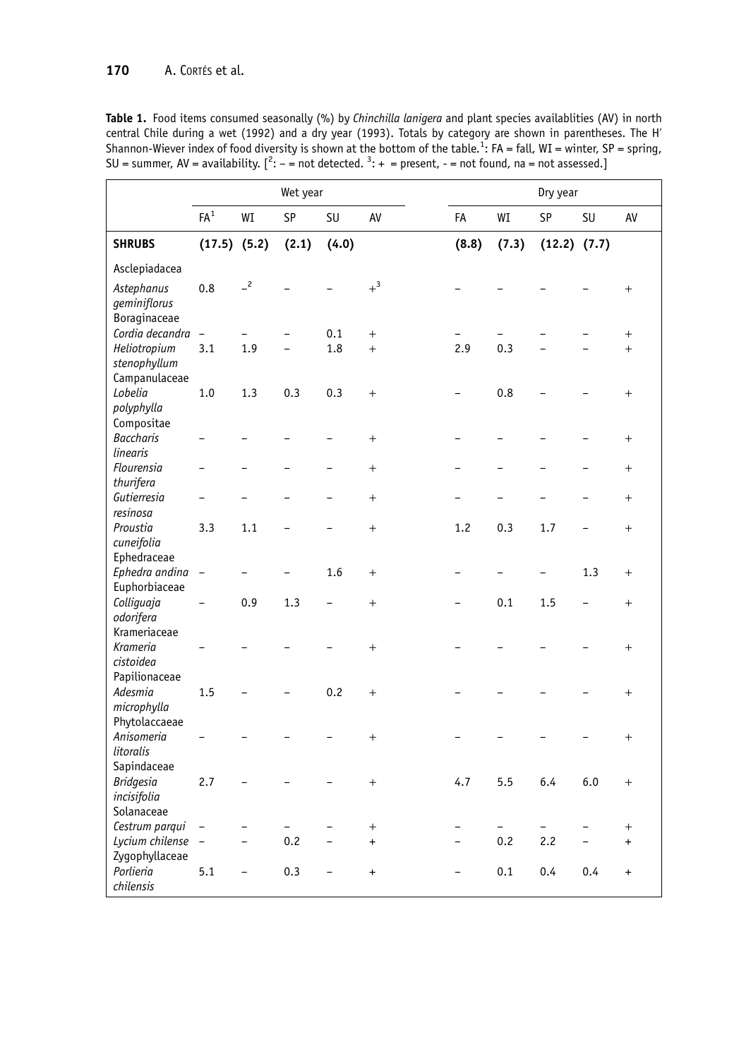**Table 1.** Food items consumed seasonally (%) by *Chinchilla lanigera* and plant species availablities (AV) in north central Chile during a wet (1992) and a dry year (1993). Totals by category are shown in parentheses. The H′ Shannon-Wiever index of food diversity is shown at the bottom of the table.[1]: FA = fall, WI = winter, SP = spring, SU = summer, AV = availability. [[2]: – = not detected. [3]: + = present, - = not found, na = not assessed.]

| | Wet year | | | | | Dry year | | | | |
|---|---|---|---|---|---|---|---|---|---|---|
| | FA[1] | WI | SP | SU | AV | FA | WI | SP | SU | AV |
| **SHRUBS** | **(17.5)** | **(5.2)** | **(2.1)** | **(4.0)** | | **(8.8)** | **(7.3)** | **(12.2)** | **(7.7)** | |
| Asclepiadacea | | | | | | | | | | |
| *Astephanus geminiflorus* | 0.8 | –[2] | – | – | +[3] | – | – | – | – | + |
| Boraginaceae | | | | | | | | | | |
| *Cordia decandra* | – | – | – | 0.1 | + | – | – | – | – | + |
| *Heliotropium stenophyllum* | 3.1 | 1.9 | – | 1.8 | + | 2.9 | 0.3 | – | – | + |
| Campanulaceae | | | | | | | | | | |
| *Lobelia polyphylla* | 1.0 | 1.3 | 0.3 | 0.3 | + | – | 0.8 | – | – | + |
| Compositae | | | | | | | | | | |
| *Baccharis linearis* | – | – | – | – | + | – | – | – | – | + |
| *Flourensia thurifera* | – | – | – | – | + | – | – | – | – | + |
| *Gutierresia resinosa* | – | – | – | – | + | – | – | – | – | + |
| *Proustia cuneifolia* | 3.3 | 1.1 | – | – | + | 1.2 | 0.3 | 1.7 | – | + |
| Ephedraceae | | | | | | | | | | |
| *Ephedra andina* | – | – | – | 1.6 | + | – | – | – | 1.3 | + |
| Euphorbiaceae | | | | | | | | | | |
| *Colliguaja odorifera* | – | 0.9 | 1.3 | – | + | – | 0.1 | 1.5 | – | + |
| Krameriaceae | | | | | | | | | | |
| *Krameria cistoidea* | – | – | – | – | + | – | – | – | – | + |
| Papilionaceae | | | | | | | | | | |
| *Adesmia microphylla* | 1.5 | – | – | 0.2 | + | – | – | – | – | + |
| Phytolaccaeae | | | | | | | | | | |
| *Anisomeria litoralis* | – | – | – | – | + | – | – | – | – | + |
| Sapindaceae | | | | | | | | | | |
| *Bridgesia incisifolia* | 2.7 | – | – | – | + | 4.7 | 5.5 | 6.4 | 6.0 | + |
| Solanaceae | | | | | | | | | | |
| *Cestrum parqui* | – | – | – | – | + | – | – | – | – | + |
| *Lycium chilense* | – | – | 0.2 | – | + | – | 0.2 | 2.2 | – | + |
| Zygophyllaceae | | | | | | | | | | |
| *Porlieria chilensis* | 5.1 | – | 0.3 | – | + | – | 0.1 | 0.4 | 0.4 | + |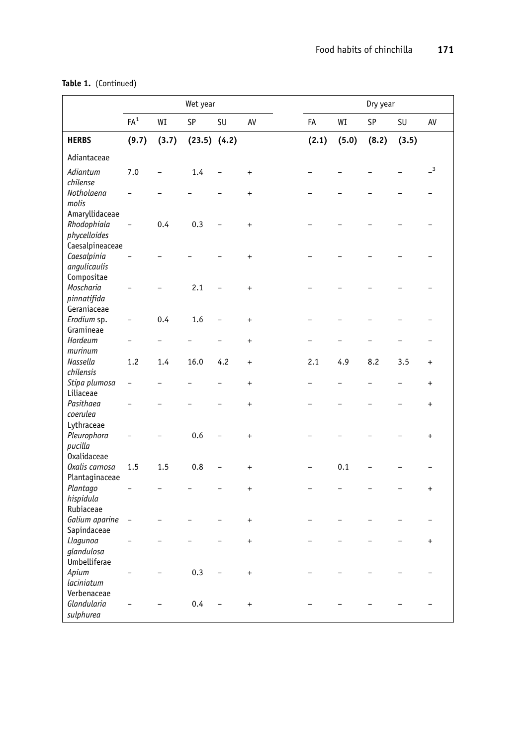**Table 1.** (Continued)

| | Wet year | | | | | Dry year | | | | |
|---|---|---|---|---|---|---|---|---|---|---|
| | FA[1] | WI | SP | SU | AV | FA | WI | SP | SU | AV |
| **HERBS** | **(9.7)** | **(3.7)** | **(23.5)** | **(4.2)** | | **(2.1)** | **(5.0)** | **(8.2)** | **(3.5)** | |
| Adiantaceae | | | | | | | | | | |
| *Adiantum chilense* | 7.0 | – | 1.4 | – | + | – | – | – | – | –[3] |
| *Notholaena molis* | – | – | – | – | + | – | – | – | – | – |
| Amaryllidaceae | | | | | | | | | | |
| *Rhodophiala phycelloides* | – | 0.4 | 0.3 | – | + | – | – | – | – | – |
| Caesalpineaceae | | | | | | | | | | |
| *Caesalpinia angulicaulis* | – | – | – | – | + | – | – | – | – | – |
| Compositae | | | | | | | | | | |
| *Moscharia pinnatifida* | – | – | 2.1 | – | + | – | – | – | – | – |
| Geraniaceae | | | | | | | | | | |
| *Erodium* sp. | – | 0.4 | 1.6 | – | + | – | – | – | – | – |
| Gramineae | | | | | | | | | | |
| *Hordeum murinum* | – | – | – | – | + | – | – | – | – | – |
| *Nassella chilensis* | 1.2 | 1.4 | 16.0 | 4.2 | + | 2.1 | 4.9 | 8.2 | 3.5 | + |
| *Stipa plumosa* | – | – | – | – | + | – | – | – | – | + |
| Liliaceae | | | | | | | | | | |
| *Pasithaea coerulea* | – | – | – | – | + | – | – | – | – | + |
| Lythraceae | | | | | | | | | | |
| *Pleurophora pucilla* | – | – | 0.6 | – | + | – | – | – | – | + |
| Oxalidaceae | | | | | | | | | | |
| *Oxalis carnosa* | 1.5 | 1.5 | 0.8 | – | + | – | 0.1 | – | – | – |
| Plantaginaceae | | | | | | | | | | |
| *Plantago hispidula* | – | – | – | – | + | – | – | – | – | + |
| Rubiaceae | | | | | | | | | | |
| *Galium aparine* | – | – | – | – | + | – | – | – | – | – |
| Sapindaceae | | | | | | | | | | |
| *Llagunoa glandulosa* | – | – | – | – | + | – | – | – | – | + |
| Umbelliferae | | | | | | | | | | |
| *Apium laciniatum* | – | – | 0.3 | – | + | – | – | – | – | – |
| Verbenaceae | | | | | | | | | | |
| *Glandularia sulphurea* | – | – | 0.4 | – | + | – | – | – | – | – |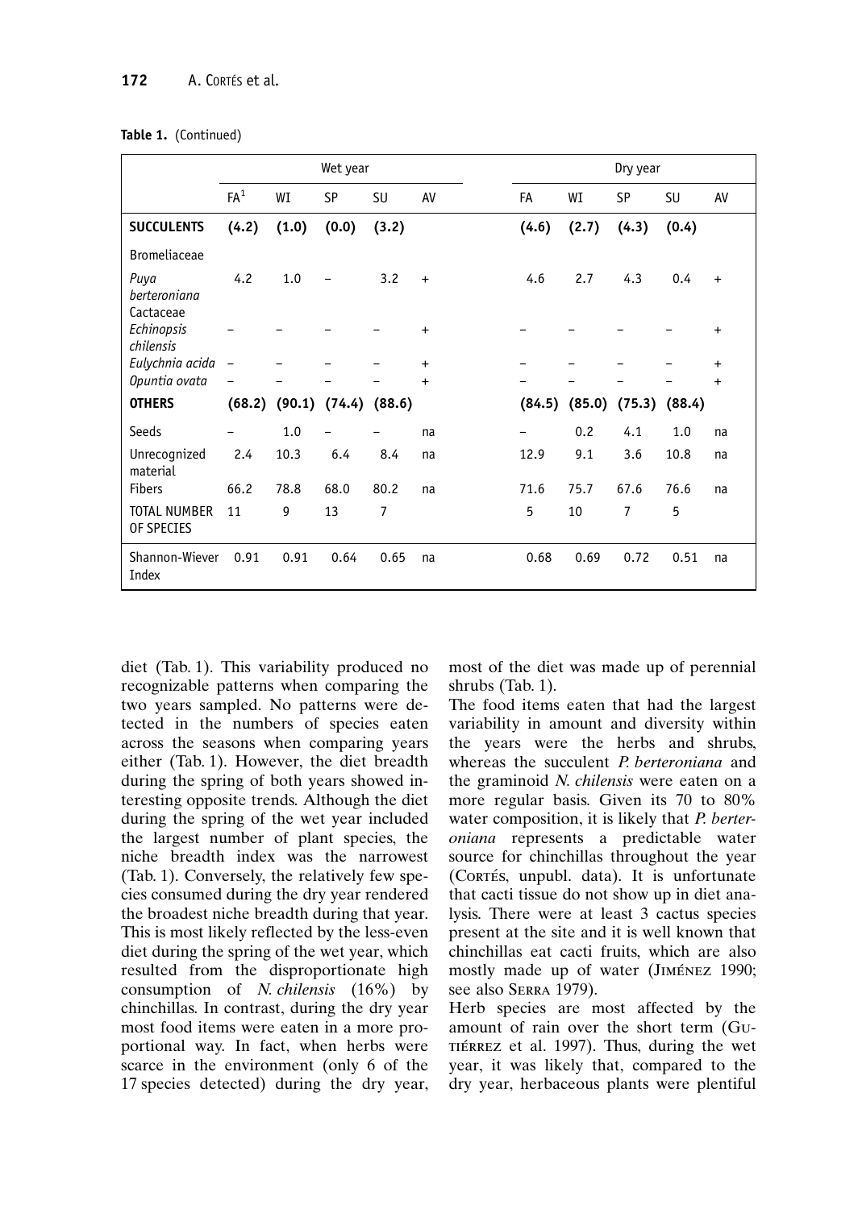**Table 1.** (Continued)

| | Wet year | | | | | Dry year | | | | |
|---|---|---|---|---|---|---|---|---|---|---|
| | FA[1] | WI | SP | SU | AV | FA | WI | SP | SU | AV |
| **SUCCULENTS** | **(4.2)** | **(1.0)** | **(0.0)** | **(3.2)** | | **(4.6)** | **(2.7)** | **(4.3)** | **(0.4)** | |
| Bromeliaceae | | | | | | | | | | |
| *Puya berteroniana* | 4.2 | 1.0 | – | 3.2 | + | 4.6 | 2.7 | 4.3 | 0.4 | + |
| Cactaceae | | | | | | | | | | |
| *Echinopsis chilensis* | – | – | – | – | + | – | – | – | – | + |
| *Eulychnia acida* | – | – | – | – | + | – | – | – | – | + |
| *Opuntia ovata* | – | – | – | – | + | – | – | – | – | + |
| **OTHERS** | **(68.2)** | **(90.1)** | **(74.4)** | **(88.6)** | | **(84.5)** | **(85.0)** | **(75.3)** | **(88.4)** | |
| Seeds | – | 1.0 | – | – | na | – | 0.2 | 4.1 | 1.0 | na |
| Unrecognized material | 2.4 | 10.3 | 6.4 | 8.4 | na | 12.9 | 9.1 | 3.6 | 10.8 | na |
| Fibers | 66.2 | 78.8 | 68.0 | 80.2 | na | 71.6 | 75.7 | 67.6 | 76.6 | na |
| TOTAL NUMBER OF SPECIES | 11 | 9 | 13 | 7 | | 5 | 10 | 7 | 5 | |
| Shannon-Wiever Index | 0.91 | 0.91 | 0.64 | 0.65 | na | 0.68 | 0.69 | 0.72 | 0.51 | na |

diet (Tab. 1). This variability produced no recognizable patterns when comparing the two years sampled. No patterns were detected in the numbers of species eaten across the seasons when comparing years either (Tab. 1). However, the diet breadth during the spring of both years showed interesting opposite trends. Although the diet during the spring of the wet year included the largest number of plant species, the niche breadth index was the narrowest (Tab. 1). Conversely, the relatively few species consumed during the dry year rendered the broadest niche breadth during that year. This is most likely reflected by the less-even diet during the spring of the wet year, which resulted from the disproportionate high consumption of *N. chilensis* (16%) by chinchillas. In contrast, during the dry year most food items were eaten in a more proportional way. In fact, when herbs were scarce in the environment (only 6 of the 17 species detected) during the dry year, most of the diet was made up of perennial shrubs (Tab. 1).

The food items eaten that had the largest variability in amount and diversity within the years were the herbs and shrubs, whereas the succulent *P. berteroniana* and the graminoid *N. chilensis* were eaten on a more regular basis. Given its 70 to 80% water composition, it is likely that *P. berteroniana* represents a predictable water source for chinchillas throughout the year (Cortés, unpubl. data). It is unfortunate that cacti tissue do not show up in diet analysis. There were at least 3 cactus species present at the site and it is well known that chinchillas eat cacti fruits, which are also mostly made up of water (Jiménez 1990; see also Serra 1979).

Herb species are most affected by the amount of rain over the short term (Gutiérrez et al. 1997). Thus, during the wet year, it was likely that, compared to the dry year, herbaceous plants were plentiful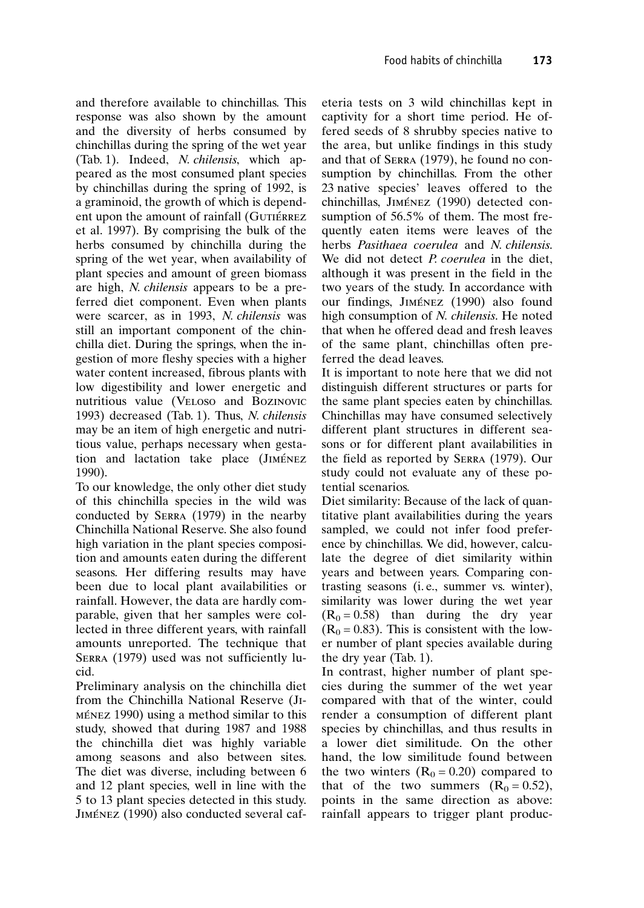and therefore available to chinchillas. This response was also shown by the amount and the diversity of herbs consumed by chinchillas during the spring of the wet year (Tab. 1). Indeed, *N. chilensis*, which appeared as the most consumed plant species by chinchillas during the spring of 1992, is a graminoid, the growth of which is dependent upon the amount of rainfall (Gutiérrez et al. 1997). By comprising the bulk of the herbs consumed by chinchilla during the spring of the wet year, when availability of plant species and amount of green biomass are high, *N. chilensis* appears to be a preferred diet component. Even when plants were scarcer, as in 1993, *N. chilensis* was still an important component of the chinchilla diet. During the springs, when the ingestion of more fleshy species with a higher water content increased, fibrous plants with low digestibility and lower energetic and nutritious value (Veloso and Bozinovic 1993) decreased (Tab. 1). Thus, *N. chilensis* may be an item of high energetic and nutritious value, perhaps necessary when gestation and lactation take place (Jiménez 1990).

To our knowledge, the only other diet study of this chinchilla species in the wild was conducted by Serra (1979) in the nearby Chinchilla National Reserve. She also found high variation in the plant species composition and amounts eaten during the different seasons. Her differing results may have been due to local plant availabilities or rainfall. However, the data are hardly comparable, given that her samples were collected in three different years, with rainfall amounts unreported. The technique that Serra (1979) used was not sufficiently lucid.

Preliminary analysis on the chinchilla diet from the Chinchilla National Reserve (Jiménez 1990) using a method similar to this study, showed that during 1987 and 1988 the chinchilla diet was highly variable among seasons and also between sites. The diet was diverse, including between 6 and 12 plant species, well in line with the 5 to 13 plant species detected in this study. Jiménez (1990) also conducted several cafeteria tests on 3 wild chinchillas kept in captivity for a short time period. He offered seeds of 8 shrubby species native to the area, but unlike findings in this study and that of Serra (1979), he found no consumption by chinchillas. From the other 23 native species' leaves offered to the chinchillas, Jiménez (1990) detected consumption of 56.5% of them. The most frequently eaten items were leaves of the herbs *Pasithaea coerulea* and *N. chilensis*. We did not detect *P. coerulea* in the diet, although it was present in the field in the two years of the study. In accordance with our findings, Jiménez (1990) also found high consumption of *N. chilensis*. He noted that when he offered dead and fresh leaves of the same plant, chinchillas often preferred the dead leaves.

It is important to note here that we did not distinguish different structures or parts for the same plant species eaten by chinchillas. Chinchillas may have consumed selectively different plant structures in different seasons or for different plant availabilities in the field as reported by Serra (1979). Our study could not evaluate any of these potential scenarios.

Diet similarity: Because of the lack of quantitative plant availabilities during the years sampled, we could not infer food preference by chinchillas. We did, however, calculate the degree of diet similarity within years and between years. Comparing contrasting seasons (i.e., summer vs. winter), similarity was lower during the wet year ($R_0 = 0.58$) than during the dry year ($R_0 = 0.83$). This is consistent with the lower number of plant species available during the dry year (Tab. 1).

In contrast, higher number of plant species during the summer of the wet year compared with that of the winter, could render a consumption of different plant species by chinchillas, and thus results in a lower diet similitude. On the other hand, the low similitude found between the two winters ($R_0 = 0.20$) compared to that of the two summers ($R_0 = 0.52$), points in the same direction as above: rainfall appears to trigger plant produc-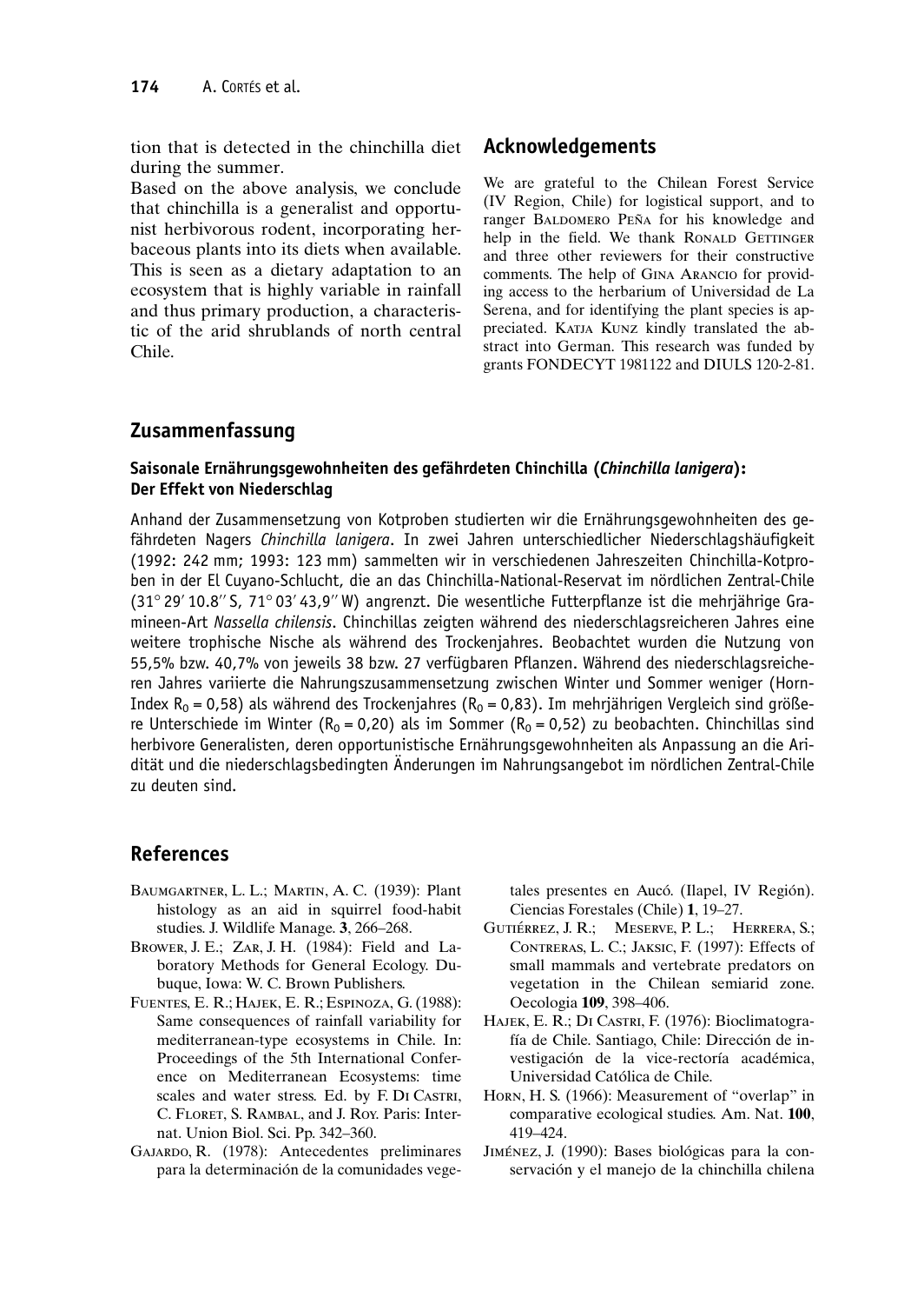tion that is detected in the chinchilla diet during the summer.

Based on the above analysis, we conclude that chinchilla is a generalist and opportunist herbivorous rodent, incorporating herbaceous plants into its diets when available. This is seen as a dietary adaptation to an ecosystem that is highly variable in rainfall and thus primary production, a characteristic of the arid shrublands of north central Chile.

## Acknowledgements

We are grateful to the Chilean Forest Service (IV Region, Chile) for logistical support, and to ranger Baldomero Peña for his knowledge and help in the field. We thank Ronald Gettinger and three other reviewers for their constructive comments. The help of Gina Arancio for providing access to the herbarium of Universidad de La Serena, and for identifying the plant species is appreciated. Katja Kunz kindly translated the abstract into German. This research was funded by grants FONDECYT 1981122 and DIULS 120-2-81.

## Zusammenfassung

### Saisonale Ernährungsgewohnheiten des gefährdeten Chinchilla (*Chinchilla lanigera*): Der Effekt von Niederschlag

Anhand der Zusammensetzung von Kotproben studierten wir die Ernährungsgewohnheiten des gefährdeten Nagers *Chinchilla lanigera*. In zwei Jahren unterschiedlicher Niederschlagshäufigkeit (1992: 242 mm; 1993: 123 mm) sammelten wir in verschiedenen Jahreszeiten Chinchilla-Kotproben in der El Cuyano-Schlucht, die an das Chinchilla-National-Reservat im nördlichen Zentral-Chile (31° 29′ 10.8″ S, 71° 03′ 43,9″ W) angrenzt. Die wesentliche Futterpflanze ist die mehrjährige Gramineen-Art *Nassella chilensis*. Chinchillas zeigten während des niederschlagsreicheren Jahres eine weitere trophische Nische als während des Trockenjahres. Beobachtet wurden die Nutzung von 55,5% bzw. 40,7% von jeweils 38 bzw. 27 verfügbaren Pflanzen. Während des niederschlagsreicheren Jahres variierte die Nahrungszusammensetzung zwischen Winter und Sommer weniger (Horn-Index $R_0$ = 0,58) als während des Trockenjahres ($R_0$ = 0,83). Im mehrjährigen Vergleich sind größere Unterschiede im Winter ($R_0$ = 0,20) als im Sommer ($R_0$ = 0,52) zu beobachten. Chinchillas sind herbivore Generalisten, deren opportunistische Ernährungsgewohnheiten als Anpassung an die Aridität und die niederschlagsbedingten Änderungen im Nahrungsangebot im nördlichen Zentral-Chile zu deuten sind.

## References

Baumgartner, L. L.; Martin, A. C. (1939): Plant histology as an aid in squirrel food-habit studies. J. Wildlife Manage. **3**, 266–268.

Brower, J. E.; Zar, J. H. (1984): Field and Laboratory Methods for General Ecology. Dubuque, Iowa: W. C. Brown Publishers.

Fuentes, E. R.; Hajek, E. R.; Espinoza, G. (1988): Same consequences of rainfall variability for mediterranean-type ecosystems in Chile. In: Proceedings of the 5th International Conference on Mediterranean Ecosystems: time scales and water stress. Ed. by F. Di Castri, C. Floret, S. Rambal, and J. Roy. Paris: Internat. Union Biol. Sci. Pp. 342–360.

Gajardo, R. (1978): Antecedentes preliminares para la determinación de la comunidades vegetales presentes en Aucó. (Ilapel, IV Región). Ciencias Forestales (Chile) **1**, 19–27.

Gutiérrez, J. R.; Meserve, P. L.; Herrera, S.; Contreras, L. C.; Jaksic, F. (1997): Effects of small mammals and vertebrate predators on vegetation in the Chilean semiarid zone. Oecologia **109**, 398–406.

Hajek, E. R.; Di Castri, F. (1976): Bioclimatografía de Chile. Santiago, Chile: Dirección de investigación de la vice-rectoría académica, Universidad Católica de Chile.

Horn, H. S. (1966): Measurement of "overlap" in comparative ecological studies. Am. Nat. **100**, 419–424.

Jiménez, J. (1990): Bases biológicas para la conservación y el manejo de la chinchilla chilena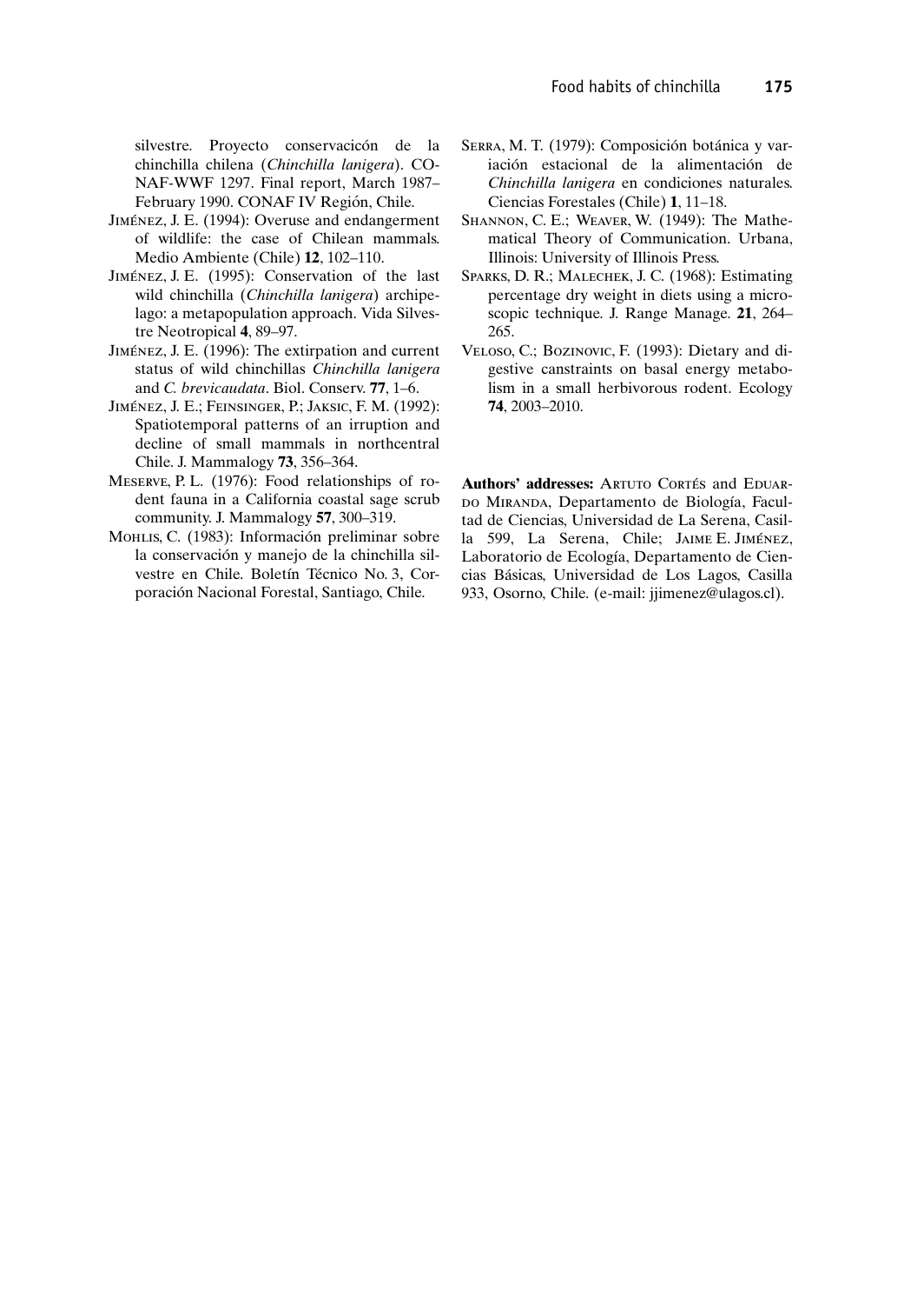silvestre. Proyecto conservacicón de la chinchilla chilena (*Chinchilla lanigera*). CONAF-WWF 1297. Final report, March 1987–February 1990. CONAF IV Región, Chile.

Jiménez, J. E. (1994): Overuse and endangerment of wildlife: the case of Chilean mammals. Medio Ambiente (Chile) **12**, 102–110.

Jiménez, J. E. (1995): Conservation of the last wild chinchilla (*Chinchilla lanigera*) archipelago: a metapopulation approach. Vida Silvestre Neotropical **4**, 89–97.

Jiménez, J. E. (1996): The extirpation and current status of wild chinchillas *Chinchilla lanigera* and *C. brevicaudata*. Biol. Conserv. **77**, 1–6.

Jiménez, J. E.; Feinsinger, P.; Jaksic, F. M. (1992): Spatiotemporal patterns of an irruption and decline of small mammals in northcentral Chile. J. Mammalogy **73**, 356–364.

Meserve, P. L. (1976): Food relationships of rodent fauna in a California coastal sage scrub community. J. Mammalogy **57**, 300–319.

Mohlis, C. (1983): Información preliminar sobre la conservación y manejo de la chinchilla silvestre en Chile. Boletín Técnico No. 3, Corporación Nacional Forestal, Santiago, Chile.

Serra, M. T. (1979): Composición botánica y variación estacional de la alimentación de *Chinchilla lanigera* en condiciones naturales. Ciencias Forestales (Chile) **1**, 11–18.

Shannon, C. E.; Weaver, W. (1949): The Mathematical Theory of Communication. Urbana, Illinois: University of Illinois Press.

Sparks, D. R.; Malechek, J. C. (1968): Estimating percentage dry weight in diets using a microscopic technique. J. Range Manage. **21**, 264–265.

Veloso, C.; Bozinovic, F. (1993): Dietary and digestive canstraints on basal energy metabolism in a small herbivorous rodent. Ecology **74**, 2003–2010.

**Authors' addresses:** Arturo Cortés and Eduardo Miranda, Departamento de Biología, Facultad de Ciencias, Universidad de La Serena, Casilla 599, La Serena, Chile; Jaime E. Jiménez, Laboratorio de Ecología, Departamento de Ciencias Básicas, Universidad de Los Lagos, Casilla 933, Osorno, Chile. (e-mail: jjimenez@ulagos.cl).